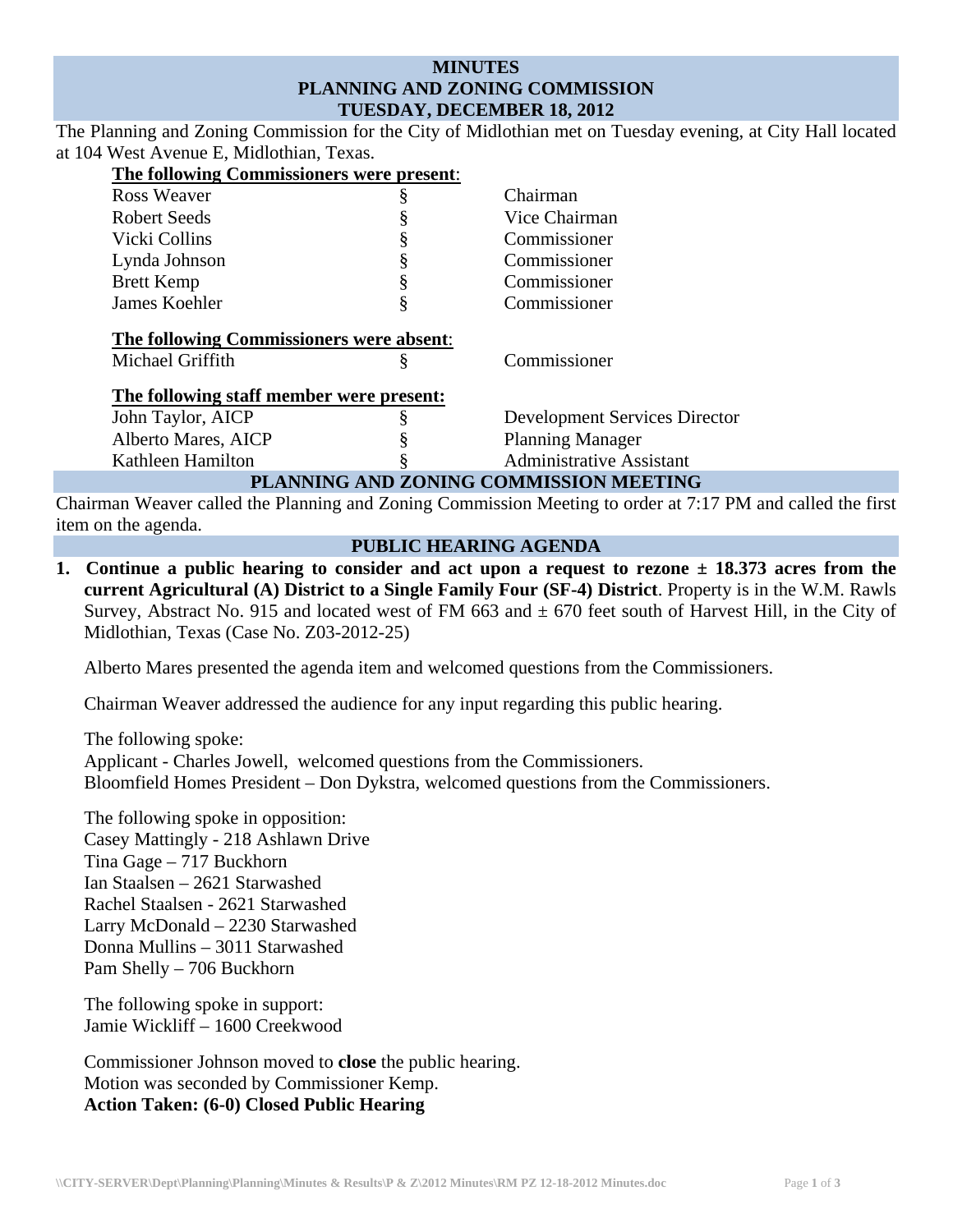# MINUTES
# PLANNING AND ZONING COMMISSION
# TUESDAY, DECEMBER 18, 2012

The Planning and Zoning Commission for the City of Midlothian met on Tuesday evening, at City Hall located at 104 West Avenue E, Midlothian, Texas.

**The following Commissioners were present**:

| | | |
|---|---|---|
| Ross Weaver | § | Chairman |
| Robert Seeds | § | Vice Chairman |
| Vicki Collins | § | Commissioner |
| Lynda Johnson | § | Commissioner |
| Brett Kemp | § | Commissioner |
| James Koehler | § | Commissioner |

**The following Commissioners were absent**:

| | | |
|---|---|---|
| Michael Griffith | § | Commissioner |

**The following staff member were present:**

| | | |
|---|---|---|
| John Taylor, AICP | § | Development Services Director |
| Alberto Mares, AICP | § | Planning Manager |
| Kathleen Hamilton | § | Administrative Assistant |

## PLANNING AND ZONING COMMISSION MEETING

Chairman Weaver called the Planning and Zoning Commission Meeting to order at 7:17 PM and called the first item on the agenda.

## PUBLIC HEARING AGENDA

1. **Continue a public hearing to consider and act upon a request to rezone ± 18.373 acres from the current Agricultural (A) District to a Single Family Four (SF-4) District**. Property is in the W.M. Rawls Survey, Abstract No. 915 and located west of FM 663 and ± 670 feet south of Harvest Hill, in the City of Midlothian, Texas (Case No. Z03-2012-25)

   Alberto Mares presented the agenda item and welcomed questions from the Commissioners.

   Chairman Weaver addressed the audience for any input regarding this public hearing.

   The following spoke:
   Applicant - Charles Jowell, welcomed questions from the Commissioners.
   Bloomfield Homes President – Don Dykstra, welcomed questions from the Commissioners.

   The following spoke in opposition:
   Casey Mattingly - 218 Ashlawn Drive
   Tina Gage – 717 Buckhorn
   Ian Staalsen – 2621 Starwashed
   Rachel Staalsen - 2621 Starwashed
   Larry McDonald – 2230 Starwashed
   Donna Mullins – 3011 Starwashed
   Pam Shelly – 706 Buckhorn

   The following spoke in support:
   Jamie Wickliff – 1600 Creekwood

   Commissioner Johnson moved to **close** the public hearing.
   Motion was seconded by Commissioner Kemp.
   **Action Taken: (6-0) Closed Public Hearing**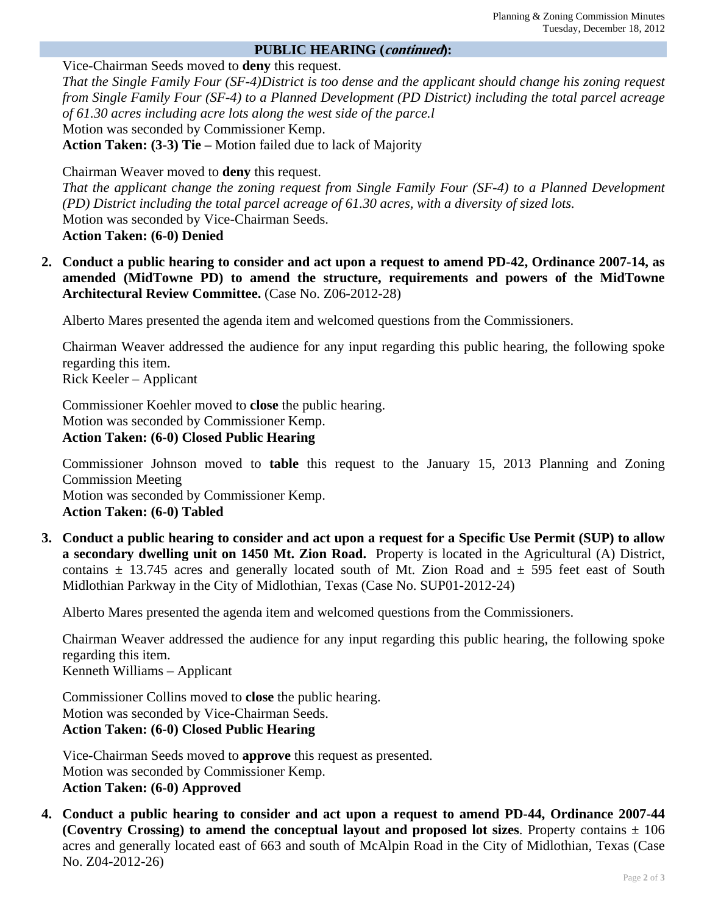## PUBLIC HEARING (*continued*):

Vice-Chairman Seeds moved to **deny** this request.
*That the Single Family Four (SF-4)District is too dense and the applicant should change his zoning request from Single Family Four (SF-4) to a Planned Development (PD District) including the total parcel acreage of 61.30 acres including acre lots along the west side of the parce.l*
Motion was seconded by Commissioner Kemp.
**Action Taken: (3-3) Tie –** Motion failed due to lack of Majority

Chairman Weaver moved to **deny** this request.
*That the applicant change the zoning request from Single Family Four (SF-4) to a Planned Development (PD) District including the total parcel acreage of 61.30 acres, with a diversity of sized lots.*
Motion was seconded by Vice-Chairman Seeds.
**Action Taken: (6-0) Denied**

2. **Conduct a public hearing to consider and act upon a request to amend PD-42, Ordinance 2007-14, as amended (MidTowne PD) to amend the structure, requirements and powers of the MidTowne Architectural Review Committee.** (Case No. Z06-2012-28)

   Alberto Mares presented the agenda item and welcomed questions from the Commissioners.

   Chairman Weaver addressed the audience for any input regarding this public hearing, the following spoke regarding this item.
   Rick Keeler – Applicant

   Commissioner Koehler moved to **close** the public hearing.
   Motion was seconded by Commissioner Kemp.
   **Action Taken: (6-0) Closed Public Hearing**

   Commissioner Johnson moved to **table** this request to the January 15, 2013 Planning and Zoning Commission Meeting
   Motion was seconded by Commissioner Kemp.
   **Action Taken: (6-0) Tabled**

3. **Conduct a public hearing to consider and act upon a request for a Specific Use Permit (SUP) to allow a secondary dwelling unit on 1450 Mt. Zion Road.** Property is located in the Agricultural (A) District, contains ± 13.745 acres and generally located south of Mt. Zion Road and ± 595 feet east of South Midlothian Parkway in the City of Midlothian, Texas (Case No. SUP01-2012-24)

   Alberto Mares presented the agenda item and welcomed questions from the Commissioners.

   Chairman Weaver addressed the audience for any input regarding this public hearing, the following spoke regarding this item.
   Kenneth Williams – Applicant

   Commissioner Collins moved to **close** the public hearing.
   Motion was seconded by Vice-Chairman Seeds.
   **Action Taken: (6-0) Closed Public Hearing**

   Vice-Chairman Seeds moved to **approve** this request as presented.
   Motion was seconded by Commissioner Kemp.
   **Action Taken: (6-0) Approved**

4. **Conduct a public hearing to consider and act upon a request to amend PD-44, Ordinance 2007-44 (Coventry Crossing) to amend the conceptual layout and proposed lot sizes**. Property contains ± 106 acres and generally located east of 663 and south of McAlpin Road in the City of Midlothian, Texas (Case No. Z04-2012-26)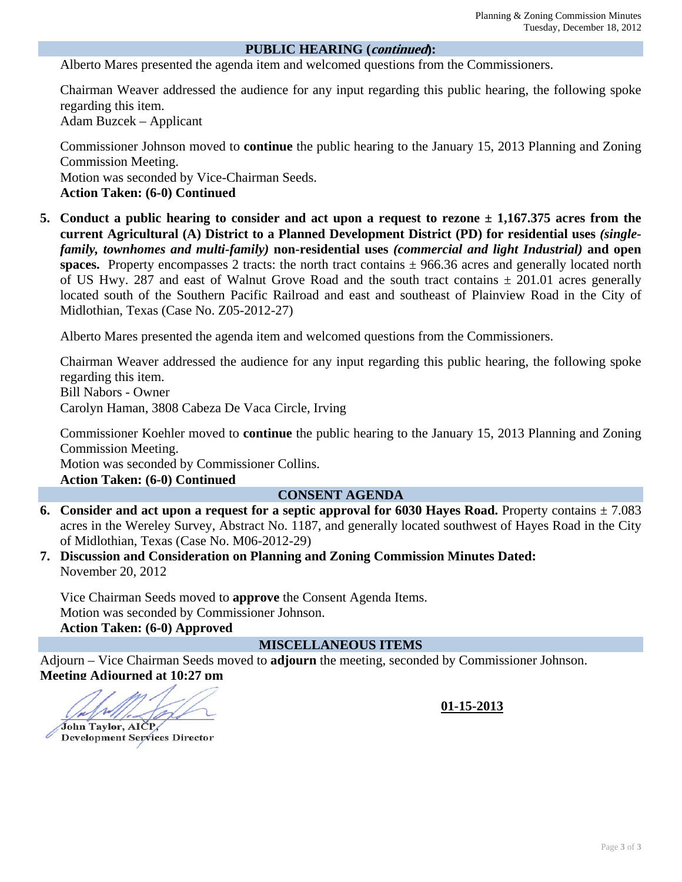## PUBLIC HEARING (*continued*):

Alberto Mares presented the agenda item and welcomed questions from the Commissioners.

Chairman Weaver addressed the audience for any input regarding this public hearing, the following spoke regarding this item.
Adam Buzcek – Applicant

Commissioner Johnson moved to **continue** the public hearing to the January 15, 2013 Planning and Zoning Commission Meeting.
Motion was seconded by Vice-Chairman Seeds.
**Action Taken: (6-0) Continued**

5. **Conduct a public hearing to consider and act upon a request to rezone ± 1,167.375 acres from the current Agricultural (A) District to a Planned Development District (PD) for residential uses *(single-family, townhomes and multi-family)* non-residential uses *(commercial and light Industrial)* and open spaces.** Property encompasses 2 tracts: the north tract contains ± 966.36 acres and generally located north of US Hwy. 287 and east of Walnut Grove Road and the south tract contains ± 201.01 acres generally located south of the Southern Pacific Railroad and east and southeast of Plainview Road in the City of Midlothian, Texas (Case No. Z05-2012-27)

   Alberto Mares presented the agenda item and welcomed questions from the Commissioners.

   Chairman Weaver addressed the audience for any input regarding this public hearing, the following spoke regarding this item.
   Bill Nabors - Owner
   Carolyn Haman, 3808 Cabeza De Vaca Circle, Irving

   Commissioner Koehler moved to **continue** the public hearing to the January 15, 2013 Planning and Zoning Commission Meeting.
   Motion was seconded by Commissioner Collins.
   **Action Taken: (6-0) Continued**

## CONSENT AGENDA

6. **Consider and act upon a request for a septic approval for 6030 Hayes Road.** Property contains ± 7.083 acres in the Wereley Survey, Abstract No. 1187, and generally located southwest of Hayes Road in the City of Midlothian, Texas (Case No. M06-2012-29)
7. **Discussion and Consideration on Planning and Zoning Commission Minutes Dated:**
   November 20, 2012

   Vice Chairman Seeds moved to **approve** the Consent Agenda Items.
   Motion was seconded by Commissioner Johnson.
   **Action Taken: (6-0) Approved**

## MISCELLANEOUS ITEMS

Adjourn – Vice Chairman Seeds moved to **adjourn** the meeting, seconded by Commissioner Johnson.
**Meeting Adjourned at 10:27 pm**

John Taylor, AICP,
Development Services Director

**01-15-2013**